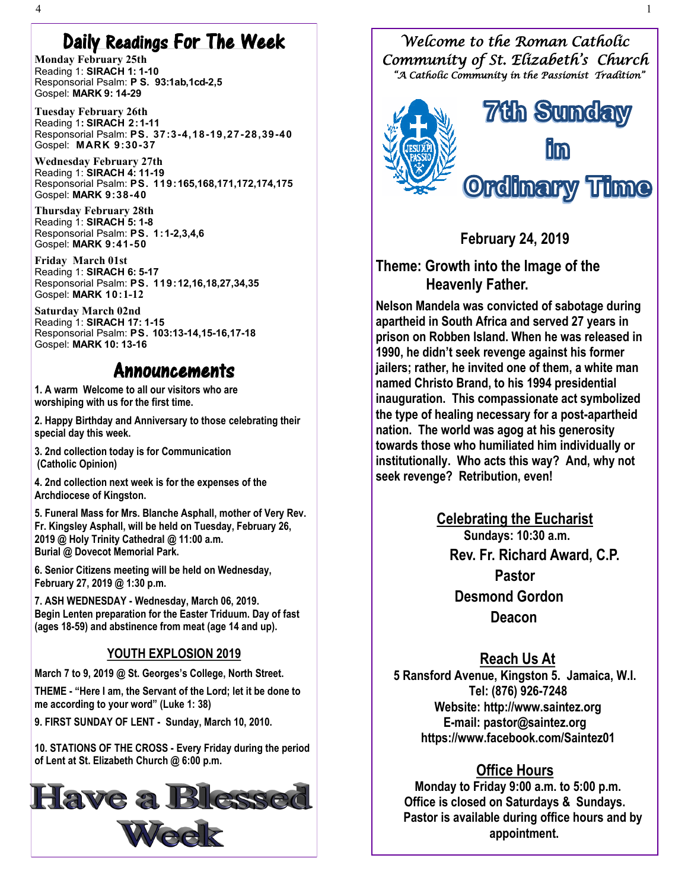## Daily Readings For The Week

**Monday February 25th**
Reading 1: **SIRACH 1: 1-10**
Responsorial Psalm: **P S. 93:1ab,1cd-2,5**
Gospel: **MARK 9: 14-29**

**Tuesday February 26th**
Reading 1**: SIRACH 2:1-11**
Responsorial Psalm: **PS. 37:3-4,18-19,27-28,39-40**
Gospel: **MARK 9:30-37**

**Wednesday February 27th**
Reading 1: **SIRACH 4: 11-19**
Responsorial Psalm: **PS. 119:165,168,171,172,174,175**
Gospel: **MARK 9:38-40**

**Thursday February 28th**
Reading 1: **SIRACH 5: 1-8**
Responsorial Psalm: **PS. 1:1-2,3,4,6**
Gospel: **MARK 9:41-50**

**Friday March 01st**
Reading 1: **SIRACH 6: 5-17**
Responsorial Psalm: **PS. 119:12,16,18,27,34,35**
Gospel: **MARK 10:1-12**

**Saturday March 02nd**
Reading 1: **SIRACH 17: 1-15**
Responsorial Psalm: **PS. 103:13-14,15-16,17-18**
Gospel: **MARK 10: 13-16**

## Announcements

**1. A warm Welcome to all our visitors who are worshiping with us for the first time.**

**2. Happy Birthday and Anniversary to those celebrating their special day this week.**

**3. 2nd collection today is for Communication (Catholic Opinion)**

**4. 2nd collection next week is for the expenses of the Archdiocese of Kingston.**

**5. Funeral Mass for Mrs. Blanche Asphall, mother of Very Rev. Fr. Kingsley Asphall, will be held on Tuesday, February 26, 2019 @ Holy Trinity Cathedral @ 11:00 a.m. Burial @ Dovecot Memorial Park.**

**6. Senior Citizens meeting will be held on Wednesday, February 27, 2019 @ 1:30 p.m.**

**7. ASH WEDNESDAY - Wednesday, March 06, 2019. Begin Lenten preparation for the Easter Triduum. Day of fast (ages 18-59) and abstinence from meat (age 14 and up).**

### YOUTH EXPLOSION 2019

**March 7 to 9, 2019 @ St. Georges's College, North Street.**

**THEME - "Here I am, the Servant of the Lord; let it be done to me according to your word" (Luke 1: 38)**

**9. FIRST SUNDAY OF LENT - Sunday, March 10, 2010.**

**10. STATIONS OF THE CROSS - Every Friday during the period of Lent at St. Elizabeth Church @ 6:00 p.m.**

## Have a Blessed Week

*Welcome to the Roman Catholic Community of St. Elizabeth's Church*
*"A Catholic Community in the Passionist Tradition"*

# 7th Sunday in Ordinary Time

**February 24, 2019**

### Theme: Growth into the Image of the Heavenly Father.

**Nelson Mandela was convicted of sabotage during apartheid in South Africa and served 27 years in prison on Robben Island. When he was released in 1990, he didn't seek revenge against his former jailers; rather, he invited one of them, a white man named Christo Brand, to his 1994 presidential inauguration. This compassionate act symbolized the type of healing necessary for a post-apartheid nation. The world was agog at his generosity towards those who humiliated him individually or institutionally. Who acts this way? And, why not seek revenge? Retribution, even!**

### Celebrating the Eucharist

**Sundays: 10:30 a.m.**
**Rev. Fr. Richard Award, C.P.**
**Pastor**
**Desmond Gordon**
**Deacon**

### Reach Us At

**5 Ransford Avenue, Kingston 5. Jamaica, W.I.**
**Tel: (876) 926-7248**
**Website: http://www.saintez.org**
**E-mail: pastor@saintez.org**
**https://www.facebook.com/Saintez01**

### Office Hours

**Monday to Friday 9:00 a.m. to 5:00 p.m.**
**Office is closed on Saturdays & Sundays.**
**Pastor is available during office hours and by appointment.**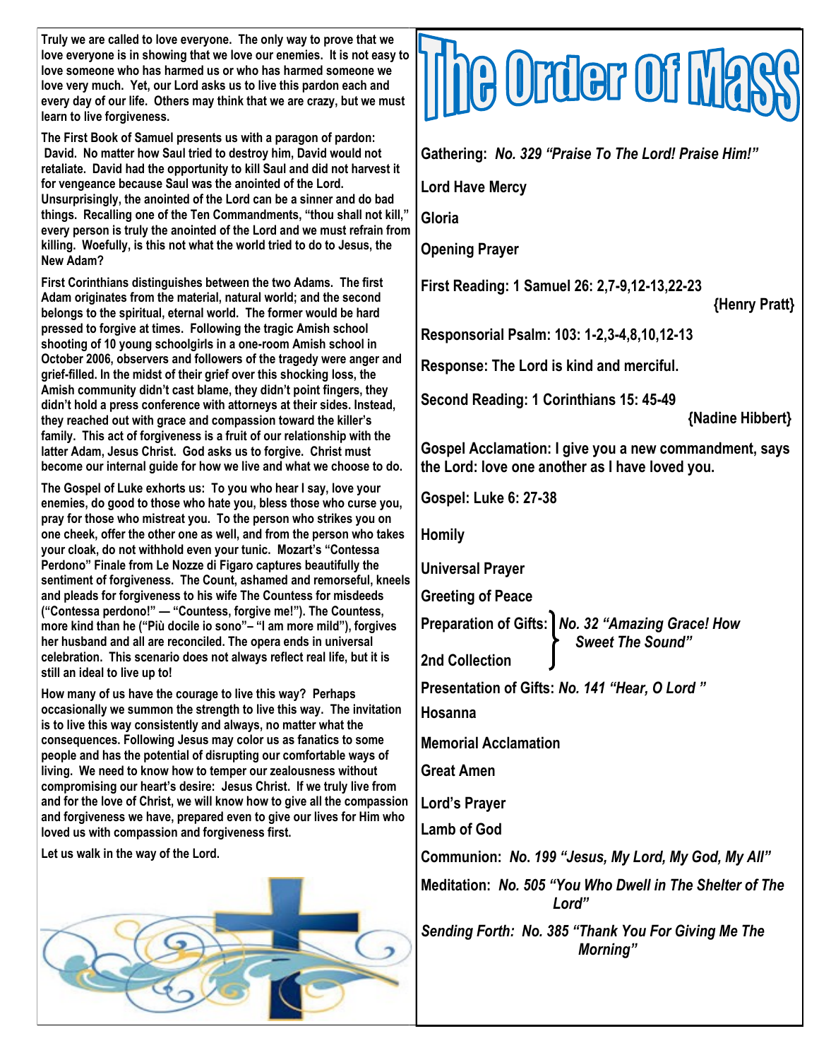**Truly we are called to love everyone. The only way to prove that we love everyone is in showing that we love our enemies. It is not easy to love someone who has harmed us or who has harmed someone we love very much. Yet, our Lord asks us to live this pardon each and every day of our life. Others may think that we are crazy, but we must learn to live forgiveness.**

**The First Book of Samuel presents us with a paragon of pardon: David. No matter how Saul tried to destroy him, David would not retaliate. David had the opportunity to kill Saul and did not harvest it for vengeance because Saul was the anointed of the Lord. Unsurprisingly, the anointed of the Lord can be a sinner and do bad things. Recalling one of the Ten Commandments, "thou shall not kill," every person is truly the anointed of the Lord and we must refrain from killing. Woefully, is this not what the world tried to do to Jesus, the New Adam?**

**First Corinthians distinguishes between the two Adams. The first Adam originates from the material, natural world; and the second belongs to the spiritual, eternal world. The former would be hard pressed to forgive at times. Following the tragic Amish school shooting of 10 young schoolgirls in a one-room Amish school in October 2006, observers and followers of the tragedy were anger and grief-filled. In the midst of their grief over this shocking loss, the Amish community didn't cast blame, they didn't point fingers, they didn't hold a press conference with attorneys at their sides. Instead, they reached out with grace and compassion toward the killer's family. This act of forgiveness is a fruit of our relationship with the latter Adam, Jesus Christ. God asks us to forgive. Christ must become our internal guide for how we live and what we choose to do.**

**The Gospel of Luke exhorts us: To you who hear I say, love your enemies, do good to those who hate you, bless those who curse you, pray for those who mistreat you. To the person who strikes you on one cheek, offer the other one as well, and from the person who takes your cloak, do not withhold even your tunic. Mozart's "Contessa Perdono" Finale from Le Nozze di Figaro captures beautifully the sentiment of forgiveness. The Count, ashamed and remorseful, kneels and pleads for forgiveness to his wife The Countess for misdeeds ("Contessa perdono!" — "Countess, forgive me!"). The Countess, more kind than he ("Più docile io sono"– "I am more mild"), forgives her husband and all are reconciled. The opera ends in universal celebration. This scenario does not always reflect real life, but it is still an ideal to live up to!**

**How many of us have the courage to live this way? Perhaps occasionally we summon the strength to live this way. The invitation is to live this way consistently and always, no matter what the consequences. Following Jesus may color us as fanatics to some people and has the potential of disrupting our comfortable ways of living. We need to know how to temper our zealousness without compromising our heart's desire: Jesus Christ. If we truly live from and for the love of Christ, we will know how to give all the compassion and forgiveness we have, prepared even to give our lives for Him who loved us with compassion and forgiveness first.**

**Let us walk in the way of the Lord.**

# The Order Of Mass

**Gathering:** ***No. 329 "Praise To The Lord! Praise Him!"***

**Lord Have Mercy**

**Gloria**

**Opening Prayer**

**First Reading: 1 Samuel 26: 2,7-9,12-13,22-23** **{Henry Pratt}**

**Responsorial Psalm: 103: 1-2,3-4,8,10,12-13**

**Response: The Lord is kind and merciful.**

**Second Reading: 1 Corinthians 15: 45-49** **{Nadine Hibbert}**

**Gospel Acclamation: I give you a new commandment, says the Lord: love one another as I have loved you.**

**Gospel: Luke 6: 27-38**

**Homily**

**Universal Prayer**

**Greeting of Peace**

**Preparation of Gifts:** / **2nd Collection** — ***No. 32 "Amazing Grace! How Sweet The Sound"***

**Presentation of Gifts:** ***No. 141 "Hear, O Lord "***

**Hosanna**

**Memorial Acclamation**

**Great Amen**

**Lord's Prayer**

**Lamb of God**

**Communion:** ***No. 199 "Jesus, My Lord, My God, My All"***

**Meditation:** ***No. 505 "You Who Dwell in The Shelter of The Lord"***

***Sending Forth: No. 385 "Thank You For Giving Me The Morning"***